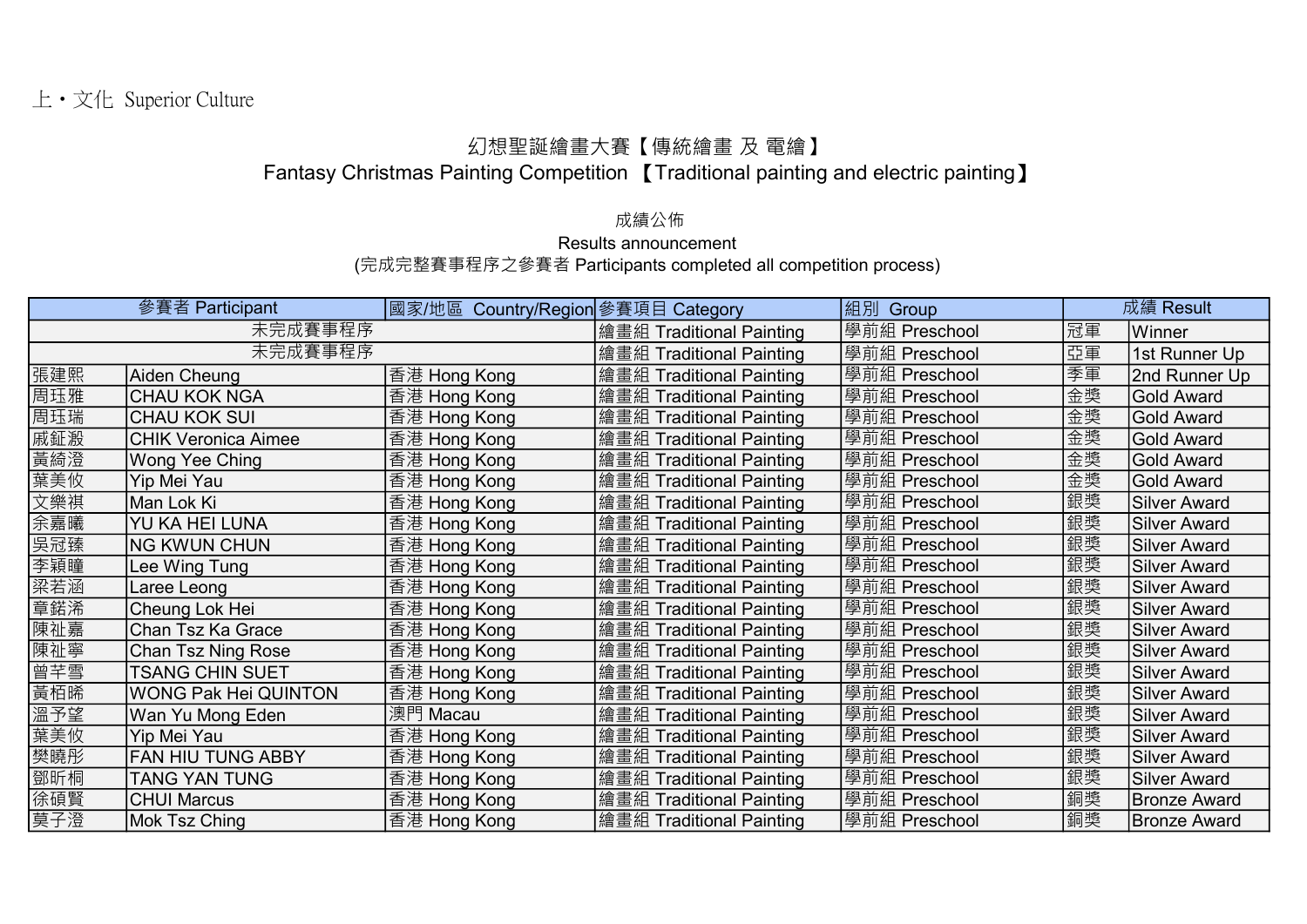上・文化 Superior Culture

## 幻想聖誕繪畫大賽【傳統繪畫 及 電繪】
## Fantasy Christmas Painting Competition 【Traditional painting and electric painting】

成績公佈
Results announcement
(完成完整賽事程序之參賽者 Participants completed all competition process)

| 參賽者 Participant | | 國家/地區 Country/Region | 參賽項目 Category | 組別 Group | 成績 Result | |
|---|---|---|---|---|---|---|
| 未完成賽事程序 | | | 繪畫組 Traditional Painting | 學前組 Preschool | 冠軍 | Winner |
| 未完成賽事程序 | | | 繪畫組 Traditional Painting | 學前組 Preschool | 亞軍 | 1st Runner Up |
| 張建熙 | Aiden Cheung | 香港 Hong Kong | 繪畫組 Traditional Painting | 學前組 Preschool | 季軍 | 2nd Runner Up |
| 周珏雅 | CHAU KOK NGA | 香港 Hong Kong | 繪畫組 Traditional Painting | 學前組 Preschool | 金獎 | Gold Award |
| 周珏瑞 | CHAU KOK SUI | 香港 Hong Kong | 繪畫組 Traditional Painting | 學前組 Preschool | 金獎 | Gold Award |
| 戚鉦溵 | CHIK Veronica Aimee | 香港 Hong Kong | 繪畫組 Traditional Painting | 學前組 Preschool | 金獎 | Gold Award |
| 黃綺澄 | Wong Yee Ching | 香港 Hong Kong | 繪畫組 Traditional Painting | 學前組 Preschool | 金獎 | Gold Award |
| 葉美攸 | Yip Mei Yau | 香港 Hong Kong | 繪畫組 Traditional Painting | 學前組 Preschool | 金獎 | Gold Award |
| 文樂祺 | Man Lok Ki | 香港 Hong Kong | 繪畫組 Traditional Painting | 學前組 Preschool | 銀獎 | Silver Award |
| 余嘉曦 | YU KA HEI LUNA | 香港 Hong Kong | 繪畫組 Traditional Painting | 學前組 Preschool | 銀獎 | Silver Award |
| 吳冠臻 | NG KWUN CHUN | 香港 Hong Kong | 繪畫組 Traditional Painting | 學前組 Preschool | 銀獎 | Silver Award |
| 李穎瞳 | Lee Wing Tung | 香港 Hong Kong | 繪畫組 Traditional Painting | 學前組 Preschool | 銀獎 | Silver Award |
| 梁若涵 | Laree Leong | 香港 Hong Kong | 繪畫組 Traditional Painting | 學前組 Preschool | 銀獎 | Silver Award |
| 章鍩浠 | Cheung Lok Hei | 香港 Hong Kong | 繪畫組 Traditional Painting | 學前組 Preschool | 銀獎 | Silver Award |
| 陳祉嘉 | Chan Tsz Ka Grace | 香港 Hong Kong | 繪畫組 Traditional Painting | 學前組 Preschool | 銀獎 | Silver Award |
| 陳祉寧 | Chan Tsz Ning Rose | 香港 Hong Kong | 繪畫組 Traditional Painting | 學前組 Preschool | 銀獎 | Silver Award |
| 曾芊雪 | TSANG CHIN SUET | 香港 Hong Kong | 繪畫組 Traditional Painting | 學前組 Preschool | 銀獎 | Silver Award |
| 黃栢晞 | WONG Pak Hei QUINTON | 香港 Hong Kong | 繪畫組 Traditional Painting | 學前組 Preschool | 銀獎 | Silver Award |
| 溫予望 | Wan Yu Mong Eden | 澳門 Macau | 繪畫組 Traditional Painting | 學前組 Preschool | 銀獎 | Silver Award |
| 葉美攸 | Yip Mei Yau | 香港 Hong Kong | 繪畫組 Traditional Painting | 學前組 Preschool | 銀獎 | Silver Award |
| 樊曉彤 | FAN HIU TUNG ABBY | 香港 Hong Kong | 繪畫組 Traditional Painting | 學前組 Preschool | 銀獎 | Silver Award |
| 鄧昕桐 | TANG YAN TUNG | 香港 Hong Kong | 繪畫組 Traditional Painting | 學前組 Preschool | 銀獎 | Silver Award |
| 徐碩賢 | CHUI Marcus | 香港 Hong Kong | 繪畫組 Traditional Painting | 學前組 Preschool | 銅獎 | Bronze Award |
| 莫子澄 | Mok Tsz Ching | 香港 Hong Kong | 繪畫組 Traditional Painting | 學前組 Preschool | 銅獎 | Bronze Award |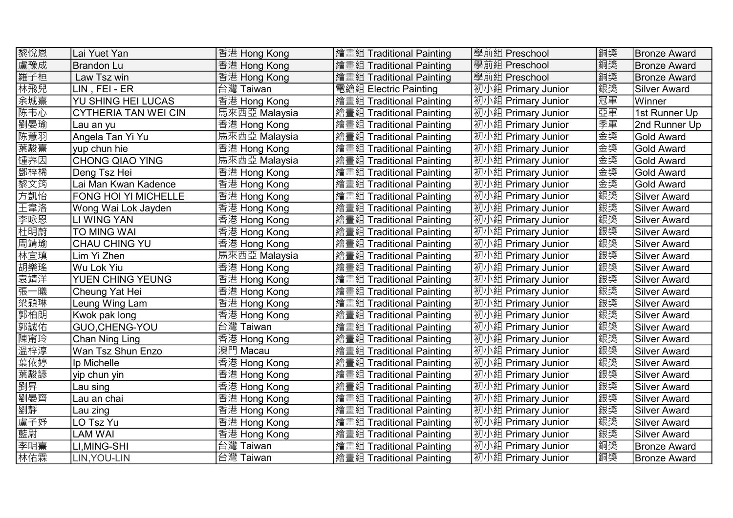| | | | | | | |
|---|---|---|---|---|---|---|
| 黎悅恩 | Lai Yuet Yan | 香港 Hong Kong | 繪畫組 Traditional Painting | 學前組 Preschool | 銅獎 | Bronze Award |
| 盧豫成 | Brandon Lu | 香港 Hong Kong | 繪畫組 Traditional Painting | 學前組 Preschool | 銅獎 | Bronze Award |
| 羅子桓 | Law Tsz win | 香港 Hong Kong | 繪畫組 Traditional Painting | 學前組 Preschool | 銅獎 | Bronze Award |
| 林飛兒 | LIN , FEI - ER | 台灣 Taiwan | 電繪組 Electric Painting | 初小組 Primary Junior | 銀獎 | Silver Award |
| 余城熹 | YU SHING HEI LUCAS | 香港 Hong Kong | 繪畫組 Traditional Painting | 初小組 Primary Junior | 冠軍 | Winner |
| 陈韦心 | CYTHERIA TAN WEI CIN | 馬來西亞 Malaysia | 繪畫組 Traditional Painting | 初小組 Primary Junior | 亞軍 | 1st Runner Up |
| 劉晏瑜 | Lau an yu | 香港 Hong Kong | 繪畫組 Traditional Painting | 初小組 Primary Junior | 季軍 | 2nd Runner Up |
| 陈薏羽 | Angela Tan Yi Yu | 馬來西亞 Malaysia | 繪畫組 Traditional Painting | 初小組 Primary Junior | 金獎 | Gold Award |
| 葉駿熹 | yup chun hie | 香港 Hong Kong | 繪畫組 Traditional Painting | 初小組 Primary Junior | 金獎 | Gold Award |
| 锺荞因 | CHONG QIAO YING | 馬來西亞 Malaysia | 繪畫組 Traditional Painting | 初小組 Primary Junior | 金獎 | Gold Award |
| 鄧梓稀 | Deng Tsz Hei | 香港 Hong Kong | 繪畫組 Traditional Painting | 初小組 Primary Junior | 金獎 | Gold Award |
| 黎文筠 | Lai Man Kwan Kadence | 香港 Hong Kong | 繪畫組 Traditional Painting | 初小組 Primary Junior | 金獎 | Gold Award |
| 方凱怡 | FONG HOI YI MICHELLE | 香港 Hong Kong | 繪畫組 Traditional Painting | 初小組 Primary Junior | 銀獎 | Silver Award |
| 王韋洛 | Wong Wai Lok Jayden | 香港 Hong Kong | 繪畫組 Traditional Painting | 初小組 Primary Junior | 銀獎 | Silver Award |
| 李咏恩 | LI WING YAN | 香港 Hong Kong | 繪畫組 Traditional Painting | 初小組 Primary Junior | 銀獎 | Silver Award |
| 杜明蔚 | TO MING WAI | 香港 Hong Kong | 繪畫組 Traditional Painting | 初小組 Primary Junior | 銀獎 | Silver Award |
| 周靖瑜 | CHAU CHING YU | 香港 Hong Kong | 繪畫組 Traditional Painting | 初小組 Primary Junior | 銀獎 | Silver Award |
| 林宜瑱 | Lim Yi Zhen | 馬來西亞 Malaysia | 繪畫組 Traditional Painting | 初小組 Primary Junior | 銀獎 | Silver Award |
| 胡樂瑤 | Wu Lok Yiu | 香港 Hong Kong | 繪畫組 Traditional Painting | 初小組 Primary Junior | 銀獎 | Silver Award |
| 袁靖洋 | YUEN CHING YEUNG | 香港 Hong Kong | 繪畫組 Traditional Painting | 初小組 Primary Junior | 銀獎 | Silver Award |
| 張一曦 | Cheung Yat Hei | 香港 Hong Kong | 繪畫組 Traditional Painting | 初小組 Primary Junior | 銀獎 | Silver Award |
| 梁穎琳 | Leung Wing Lam | 香港 Hong Kong | 繪畫組 Traditional Painting | 初小組 Primary Junior | 銀獎 | Silver Award |
| 郭柏朗 | Kwok pak long | 香港 Hong Kong | 繪畫組 Traditional Painting | 初小組 Primary Junior | 銀獎 | Silver Award |
| 郭誠佑 | GUO,CHENG-YOU | 台灣 Taiwan | 繪畫組 Traditional Painting | 初小組 Primary Junior | 銀獎 | Silver Award |
| 陳甯玲 | Chan Ning Ling | 香港 Hong Kong | 繪畫組 Traditional Painting | 初小組 Primary Junior | 銀獎 | Silver Award |
| 溫梓淳 | Wan Tsz Shun Enzo | 澳門 Macau | 繪畫組 Traditional Painting | 初小組 Primary Junior | 銀獎 | Silver Award |
| 葉依婷 | Ip Michelle | 香港 Hong Kong | 繪畫組 Traditional Painting | 初小組 Primary Junior | 銀獎 | Silver Award |
| 葉駿諺 | yip chun yin | 香港 Hong Kong | 繪畫組 Traditional Painting | 初小組 Primary Junior | 銀獎 | Silver Award |
| 劉昇 | Lau sing | 香港 Hong Kong | 繪畫組 Traditional Painting | 初小組 Primary Junior | 銀獎 | Silver Award |
| 劉晏齊 | Lau an chai | 香港 Hong Kong | 繪畫組 Traditional Painting | 初小組 Primary Junior | 銀獎 | Silver Award |
| 劉靜 | Lau zing | 香港 Hong Kong | 繪畫組 Traditional Painting | 初小組 Primary Junior | 銀獎 | Silver Award |
| 盧子妤 | LO Tsz Yu | 香港 Hong Kong | 繪畫組 Traditional Painting | 初小組 Primary Junior | 銀獎 | Silver Award |
| 藍尉 | LAM WAI | 香港 Hong Kong | 繪畫組 Traditional Painting | 初小組 Primary Junior | 銀獎 | Silver Award |
| 李明熹 | LI,MING-SHI | 台灣 Taiwan | 繪畫組 Traditional Painting | 初小組 Primary Junior | 銅獎 | Bronze Award |
| 林佑霖 | LIN,YOU-LIN | 台灣 Taiwan | 繪畫組 Traditional Painting | 初小組 Primary Junior | 銅獎 | Bronze Award |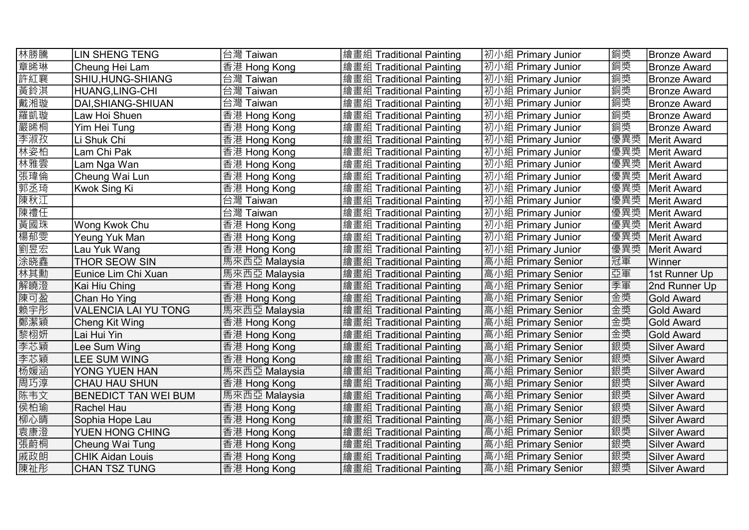| 林勝騰 | LIN SHENG TENG | 台灣 Taiwan | 繪畫組 Traditional Painting | 初小組 Primary Junior | 銅獎 | Bronze Award |
|---|---|---|---|---|---|---|
| 章晞琳 | Cheung Hei Lam | 香港 Hong Kong | 繪畫組 Traditional Painting | 初小組 Primary Junior | 銅獎 | Bronze Award |
| 許紅襄 | SHIU,HUNG-SHIANG | 台灣 Taiwan | 繪畫組 Traditional Painting | 初小組 Primary Junior | 銅獎 | Bronze Award |
| 黃鈴淇 | HUANG,LING-CHI | 台灣 Taiwan | 繪畫組 Traditional Painting | 初小組 Primary Junior | 銅獎 | Bronze Award |
| 戴湘璇 | DAI,SHIANG-SHIUAN | 台灣 Taiwan | 繪畫組 Traditional Painting | 初小組 Primary Junior | 銅獎 | Bronze Award |
| 羅凱璇 | Law Hoi Shuen | 香港 Hong Kong | 繪畫組 Traditional Painting | 初小組 Primary Junior | 銅獎 | Bronze Award |
| 嚴晞桐 | Yim Hei Tung | 香港 Hong Kong | 繪畫組 Traditional Painting | 初小組 Primary Junior | 銅獎 | Bronze Award |
| 李淑孜 | Li Shuk Chi | 香港 Hong Kong | 繪畫組 Traditional Painting | 初小組 Primary Junior | 優異獎 | Merit Award |
| 林姿柏 | Lam Chi Pak | 香港 Hong Kong | 繪畫組 Traditional Painting | 初小組 Primary Junior | 優異獎 | Merit Award |
| 林雅雲 | Lam Nga Wan | 香港 Hong Kong | 繪畫組 Traditional Painting | 初小組 Primary Junior | 優異獎 | Merit Award |
| 張瑋倫 | Cheung Wai Lun | 香港 Hong Kong | 繪畫組 Traditional Painting | 初小組 Primary Junior | 優異獎 | Merit Award |
| 郭丞琦 | Kwok Sing Ki | 香港 Hong Kong | 繪畫組 Traditional Painting | 初小組 Primary Junior | 優異獎 | Merit Award |
| 陳秋江 | | 台灣 Taiwan | 繪畫組 Traditional Painting | 初小組 Primary Junior | 優異獎 | Merit Award |
| 陳禮任 | | 台灣 Taiwan | 繪畫組 Traditional Painting | 初小組 Primary Junior | 優異獎 | Merit Award |
| 黃國珠 | Wong Kwok Chu | 香港 Hong Kong | 繪畫組 Traditional Painting | 初小組 Primary Junior | 優異獎 | Merit Award |
| 楊郁雯 | Yeung Yuk Man | 香港 Hong Kong | 繪畫組 Traditional Painting | 初小組 Primary Junior | 優異獎 | Merit Award |
| 劉昱宏 | Lau Yuk Wang | 香港 Hong Kong | 繪畫組 Traditional Painting | 初小組 Primary Junior | 優異獎 | Merit Award |
| 涂晓鑫 | THOR SEOW SIN | 馬來西亞 Malaysia | 繪畫組 Traditional Painting | 高小組 Primary Senior | 冠軍 | Winner |
| 林其勳 | Eunice Lim Chi Xuan | 馬來西亞 Malaysia | 繪畫組 Traditional Painting | 高小組 Primary Senior | 亞軍 | 1st Runner Up |
| 解曉澄 | Kai Hiu Ching | 香港 Hong Kong | 繪畫組 Traditional Painting | 高小組 Primary Senior | 季軍 | 2nd Runner Up |
| 陳可盈 | Chan Ho Ying | 香港 Hong Kong | 繪畫組 Traditional Painting | 高小組 Primary Senior | 金獎 | Gold Award |
| 賴宇彤 | VALENCIA LAI YU TONG | 馬來西亞 Malaysia | 繪畫組 Traditional Painting | 高小組 Primary Senior | 金獎 | Gold Award |
| 鄭潔穎 | Cheng Kit Wing | 香港 Hong Kong | 繪畫組 Traditional Painting | 高小組 Primary Senior | 金獎 | Gold Award |
| 黎栩妍 | Lai Hui Yin | 香港 Hong Kong | 繪畫組 Traditional Painting | 高小組 Primary Senior | 金獎 | Gold Award |
| 李芯穎 | Lee Sum Wing | 香港 Hong Kong | 繪畫組 Traditional Painting | 高小組 Primary Senior | 銀獎 | Silver Award |
| 李芯穎 | LEE SUM WING | 香港 Hong Kong | 繪畫組 Traditional Painting | 高小組 Primary Senior | 銀獎 | Silver Award |
| 杨媛涵 | YONG YUEN HAN | 馬來西亞 Malaysia | 繪畫組 Traditional Painting | 高小組 Primary Senior | 銀獎 | Silver Award |
| 周巧淳 | CHAU HAU SHUN | 香港 Hong Kong | 繪畫組 Traditional Painting | 高小組 Primary Senior | 銀獎 | Silver Award |
| 陈韦文 | BENEDICT TAN WEI BUM | 馬來西亞 Malaysia | 繪畫組 Traditional Painting | 高小組 Primary Senior | 銀獎 | Silver Award |
| 侯柏瑜 | Rachel Hau | 香港 Hong Kong | 繪畫組 Traditional Painting | 高小組 Primary Senior | 銀獎 | Silver Award |
| 柳心睛 | Sophia Hope Lau | 香港 Hong Kong | 繪畫組 Traditional Painting | 高小組 Primary Senior | 銀獎 | Silver Award |
| 袁康澄 | YUEN HONG CHING | 香港 Hong Kong | 繪畫組 Traditional Painting | 高小組 Primary Senior | 銀獎 | Silver Award |
| 張蔚桐 | Cheung Wai Tung | 香港 Hong Kong | 繪畫組 Traditional Painting | 高小組 Primary Senior | 銀獎 | Silver Award |
| 戚政朗 | CHIK Aidan Louis | 香港 Hong Kong | 繪畫組 Traditional Painting | 高小組 Primary Senior | 銀獎 | Silver Award |
| 陳祉彤 | CHAN TSZ TUNG | 香港 Hong Kong | 繪畫組 Traditional Painting | 高小組 Primary Senior | 銀獎 | Silver Award |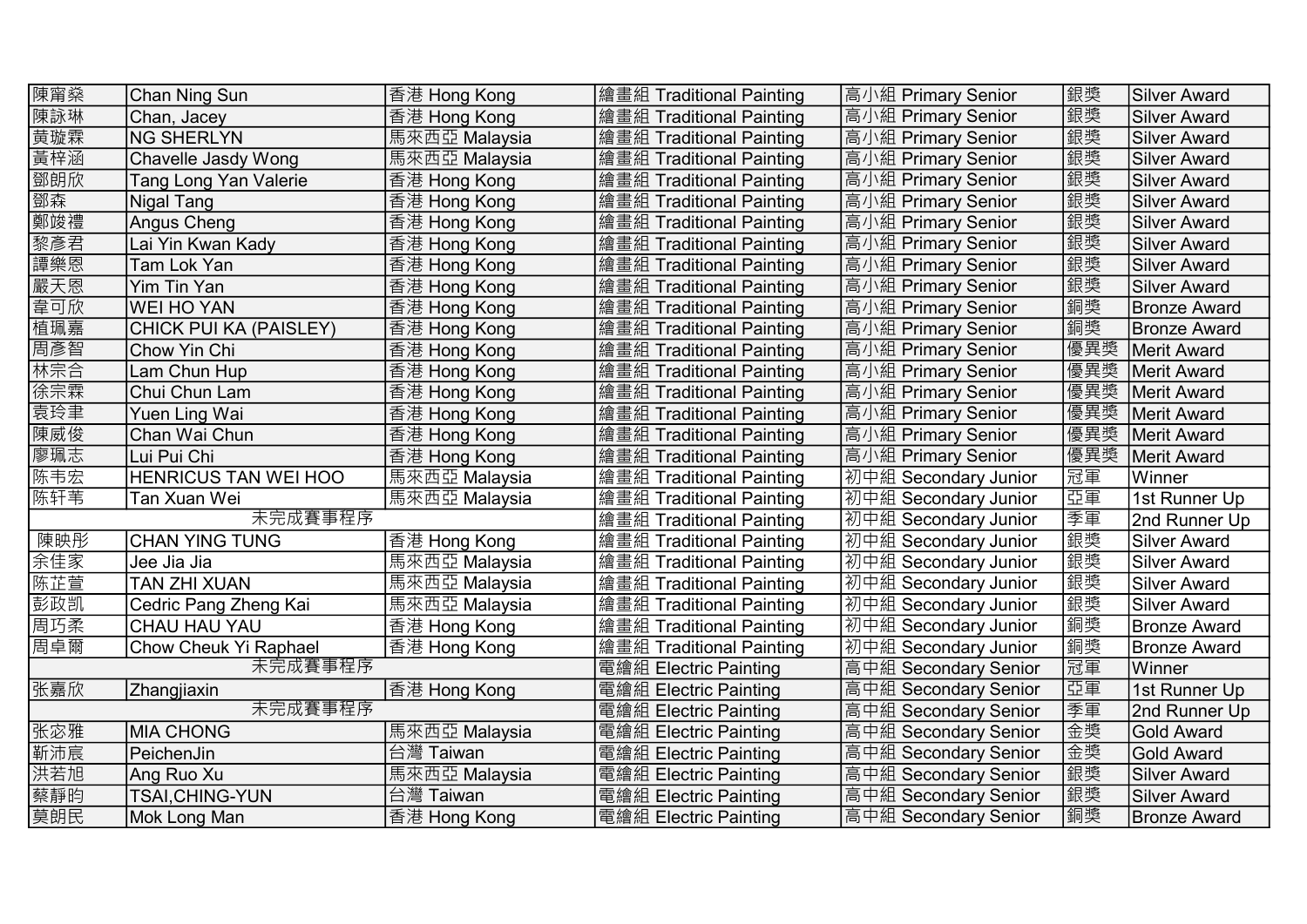| | | | | | | |
|---|---|---|---|---|---|---|
| 陳甯燊 | Chan Ning Sun | 香港 Hong Kong | 繪畫組 Traditional Painting | 高小組 Primary Senior | 銀獎 | Silver Award |
| 陳詠琳 | Chan, Jacey | 香港 Hong Kong | 繪畫組 Traditional Painting | 高小組 Primary Senior | 銀獎 | Silver Award |
| 黄璇霖 | NG SHERLYN | 馬來西亞 Malaysia | 繪畫組 Traditional Painting | 高小組 Primary Senior | 銀獎 | Silver Award |
| 黃梓涵 | Chavelle Jasdy Wong | 馬來西亞 Malaysia | 繪畫組 Traditional Painting | 高小組 Primary Senior | 銀獎 | Silver Award |
| 鄧朗欣 | Tang Long Yan Valerie | 香港 Hong Kong | 繪畫組 Traditional Painting | 高小組 Primary Senior | 銀獎 | Silver Award |
| 鄧森 | Nigal Tang | 香港 Hong Kong | 繪畫組 Traditional Painting | 高小組 Primary Senior | 銀獎 | Silver Award |
| 鄭竣禮 | Angus Cheng | 香港 Hong Kong | 繪畫組 Traditional Painting | 高小組 Primary Senior | 銀獎 | Silver Award |
| 黎彥君 | Lai Yin Kwan Kady | 香港 Hong Kong | 繪畫組 Traditional Painting | 高小組 Primary Senior | 銀獎 | Silver Award |
| 譚樂恩 | Tam Lok Yan | 香港 Hong Kong | 繪畫組 Traditional Painting | 高小組 Primary Senior | 銀獎 | Silver Award |
| 嚴天恩 | Yim Tin Yan | 香港 Hong Kong | 繪畫組 Traditional Painting | 高小組 Primary Senior | 銀獎 | Silver Award |
| 韋可欣 | WEI HO YAN | 香港 Hong Kong | 繪畫組 Traditional Painting | 高小組 Primary Senior | 銅獎 | Bronze Award |
| 植珮嘉 | CHICK PUI KA (PAISLEY) | 香港 Hong Kong | 繪畫組 Traditional Painting | 高小組 Primary Senior | 銅獎 | Bronze Award |
| 周彥智 | Chow Yin Chi | 香港 Hong Kong | 繪畫組 Traditional Painting | 高小組 Primary Senior | 優異獎 | Merit Award |
| 林宗合 | Lam Chun Hup | 香港 Hong Kong | 繪畫組 Traditional Painting | 高小組 Primary Senior | 優異獎 | Merit Award |
| 徐宗霖 | Chui Chun Lam | 香港 Hong Kong | 繪畫組 Traditional Painting | 高小組 Primary Senior | 優異獎 | Merit Award |
| 袁玲聿 | Yuen Ling Wai | 香港 Hong Kong | 繪畫組 Traditional Painting | 高小組 Primary Senior | 優異獎 | Merit Award |
| 陳威俊 | Chan Wai Chun | 香港 Hong Kong | 繪畫組 Traditional Painting | 高小組 Primary Senior | 優異獎 | Merit Award |
| 廖珮志 | Lui Pui Chi | 香港 Hong Kong | 繪畫組 Traditional Painting | 高小組 Primary Senior | 優異獎 | Merit Award |
| 陈韦宏 | HENRICUS TAN WEI HOO | 馬來西亞 Malaysia | 繪畫組 Traditional Painting | 初中組 Secondary Junior | 冠軍 | Winner |
| 陈轩苇 | Tan Xuan Wei | 馬來西亞 Malaysia | 繪畫組 Traditional Painting | 初中組 Secondary Junior | 亞軍 | 1st Runner Up |
| 未完成賽事程序 | | | 繪畫組 Traditional Painting | 初中組 Secondary Junior | 季軍 | 2nd Runner Up |
| 陳映彤 | CHAN YING TUNG | 香港 Hong Kong | 繪畫組 Traditional Painting | 初中組 Secondary Junior | 銀獎 | Silver Award |
| 余佳家 | Jee Jia Jia | 馬來西亞 Malaysia | 繪畫組 Traditional Painting | 初中組 Secondary Junior | 銀獎 | Silver Award |
| 陈芷萱 | TAN ZHI XUAN | 馬來西亞 Malaysia | 繪畫組 Traditional Painting | 初中組 Secondary Junior | 銀獎 | Silver Award |
| 彭政凯 | Cedric Pang Zheng Kai | 馬來西亞 Malaysia | 繪畫組 Traditional Painting | 初中組 Secondary Junior | 銀獎 | Silver Award |
| 周巧柔 | CHAU HAU YAU | 香港 Hong Kong | 繪畫組 Traditional Painting | 初中組 Secondary Junior | 銅獎 | Bronze Award |
| 周卓爾 | Chow Cheuk Yi Raphael | 香港 Hong Kong | 繪畫組 Traditional Painting | 初中組 Secondary Junior | 銅獎 | Bronze Award |
| 未完成賽事程序 | | | 電繪組 Electric Painting | 高中組 Secondary Senior | 冠軍 | Winner |
| 张嘉欣 | Zhangjiaxin | 香港 Hong Kong | 電繪組 Electric Painting | 高中組 Secondary Senior | 亞軍 | 1st Runner Up |
| 未完成賽事程序 | | | 電繪組 Electric Painting | 高中組 Secondary Senior | 季軍 | 2nd Runner Up |
| 张宓雅 | MIA CHONG | 馬來西亞 Malaysia | 電繪組 Electric Painting | 高中組 Secondary Senior | 金獎 | Gold Award |
| 靳沛宸 | PeichenJin | 台灣 Taiwan | 電繪組 Electric Painting | 高中組 Secondary Senior | 金獎 | Gold Award |
| 洪若旭 | Ang Ruo Xu | 馬來西亞 Malaysia | 電繪組 Electric Painting | 高中組 Secondary Senior | 銀獎 | Silver Award |
| 蔡靜昀 | TSAI,CHING-YUN | 台灣 Taiwan | 電繪組 Electric Painting | 高中組 Secondary Senior | 銀獎 | Silver Award |
| 莫朗民 | Mok Long Man | 香港 Hong Kong | 電繪組 Electric Painting | 高中組 Secondary Senior | 銅獎 | Bronze Award |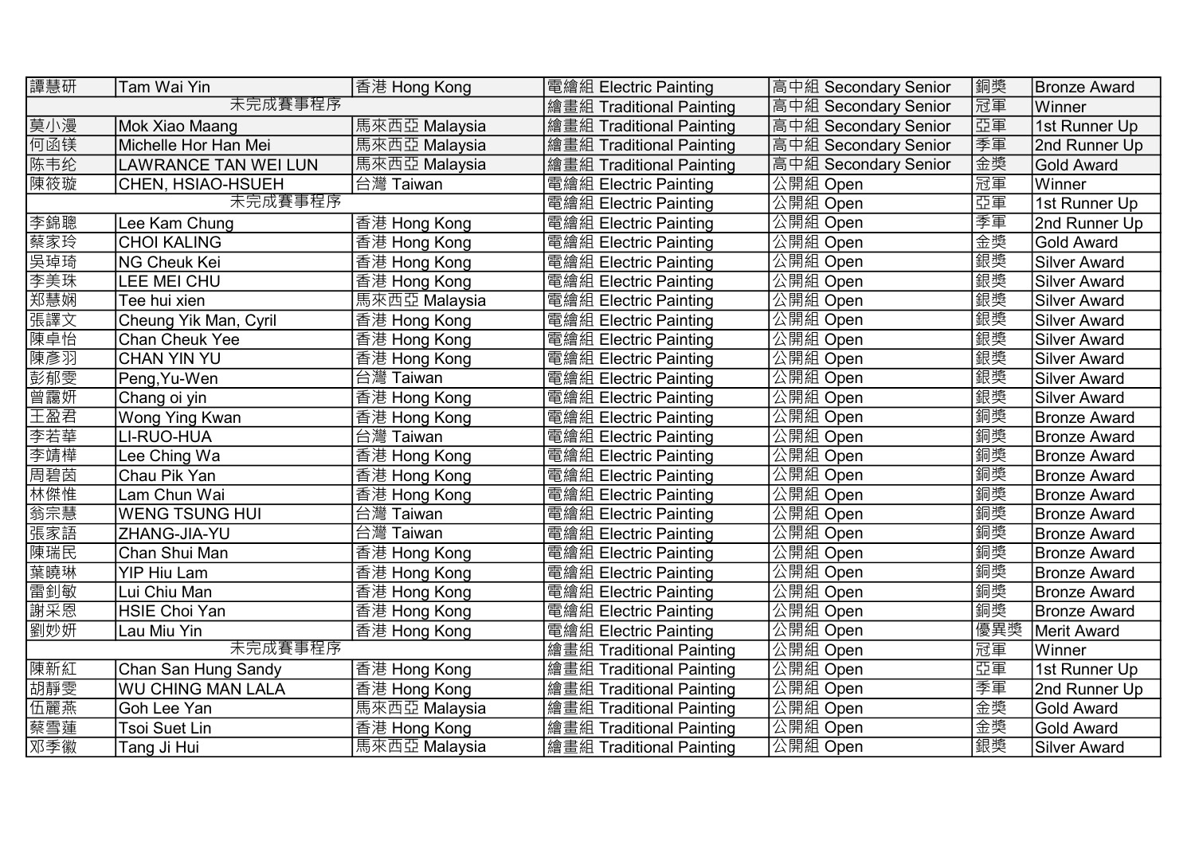| 譚慧研 | Tam Wai Yin | 香港 Hong Kong | 電繪組 Electric Painting | 高中組 Secondary Senior | 銅獎 | Bronze Award |
|---|---|---|---|---|---|---|
| 未完成賽事程序 | | | 繪畫組 Traditional Painting | 高中組 Secondary Senior | 冠軍 | Winner |
| 莫小漫 | Mok Xiao Maang | 馬來西亞 Malaysia | 繪畫組 Traditional Painting | 高中組 Secondary Senior | 亞軍 | 1st Runner Up |
| 何函镁 | Michelle Hor Han Mei | 馬來西亞 Malaysia | 繪畫組 Traditional Painting | 高中組 Secondary Senior | 季軍 | 2nd Runner Up |
| 陈韦纶 | LAWRANCE TAN WEI LUN | 馬來西亞 Malaysia | 繪畫組 Traditional Painting | 高中組 Secondary Senior | 金獎 | Gold Award |
| 陳筱璇 | CHEN, HSIAO-HSUEH | 台灣 Taiwan | 電繪組 Electric Painting | 公開組 Open | 冠軍 | Winner |
| 未完成賽事程序 | | | 電繪組 Electric Painting | 公開組 Open | 亞軍 | 1st Runner Up |
| 李錦聰 | Lee Kam Chung | 香港 Hong Kong | 電繪組 Electric Painting | 公開組 Open | 季軍 | 2nd Runner Up |
| 蔡家玲 | CHOI KALING | 香港 Hong Kong | 電繪組 Electric Painting | 公開組 Open | 金獎 | Gold Award |
| 吳琸琦 | NG Cheuk Kei | 香港 Hong Kong | 電繪組 Electric Painting | 公開組 Open | 銀獎 | Silver Award |
| 李美珠 | LEE MEI CHU | 香港 Hong Kong | 電繪組 Electric Painting | 公開組 Open | 銀獎 | Silver Award |
| 郑慧娴 | Tee hui xien | 馬來西亞 Malaysia | 電繪組 Electric Painting | 公開組 Open | 銀獎 | Silver Award |
| 張譯文 | Cheung Yik Man, Cyril | 香港 Hong Kong | 電繪組 Electric Painting | 公開組 Open | 銀獎 | Silver Award |
| 陳卓怡 | Chan Cheuk Yee | 香港 Hong Kong | 電繪組 Electric Painting | 公開組 Open | 銀獎 | Silver Award |
| 陳彥羽 | CHAN YIN YU | 香港 Hong Kong | 電繪組 Electric Painting | 公開組 Open | 銀獎 | Silver Award |
| 彭郁雯 | Peng,Yu-Wen | 台灣 Taiwan | 電繪組 Electric Painting | 公開組 Open | 銀獎 | Silver Award |
| 曾靄妍 | Chang oi yin | 香港 Hong Kong | 電繪組 Electric Painting | 公開組 Open | 銀獎 | Silver Award |
| 王盈君 | Wong Ying Kwan | 香港 Hong Kong | 電繪組 Electric Painting | 公開組 Open | 銅獎 | Bronze Award |
| 李若華 | LI-RUO-HUA | 台灣 Taiwan | 電繪組 Electric Painting | 公開組 Open | 銅獎 | Bronze Award |
| 李靖樺 | Lee Ching Wa | 香港 Hong Kong | 電繪組 Electric Painting | 公開組 Open | 銅獎 | Bronze Award |
| 周碧茵 | Chau Pik Yan | 香港 Hong Kong | 電繪組 Electric Painting | 公開組 Open | 銅獎 | Bronze Award |
| 林傑惟 | Lam Chun Wai | 香港 Hong Kong | 電繪組 Electric Painting | 公開組 Open | 銅獎 | Bronze Award |
| 翁宗慧 | WENG TSUNG HUI | 台灣 Taiwan | 電繪組 Electric Painting | 公開組 Open | 銅獎 | Bronze Award |
| 張家語 | ZHANG-JIA-YU | 台灣 Taiwan | 電繪組 Electric Painting | 公開組 Open | 銅獎 | Bronze Award |
| 陳瑞民 | Chan Shui Man | 香港 Hong Kong | 電繪組 Electric Painting | 公開組 Open | 銅獎 | Bronze Award |
| 葉曉琳 | YIP Hiu Lam | 香港 Hong Kong | 電繪組 Electric Painting | 公開組 Open | 銅獎 | Bronze Award |
| 雷釗敏 | Lui Chiu Man | 香港 Hong Kong | 電繪組 Electric Painting | 公開組 Open | 銅獎 | Bronze Award |
| 謝采恩 | HSIE Choi Yan | 香港 Hong Kong | 電繪組 Electric Painting | 公開組 Open | 銅獎 | Bronze Award |
| 劉妙妍 | Lau Miu Yin | 香港 Hong Kong | 電繪組 Electric Painting | 公開組 Open | 優異獎 | Merit Award |
| 未完成賽事程序 | | | 繪畫組 Traditional Painting | 公開組 Open | 冠軍 | Winner |
| 陳新紅 | Chan San Hung Sandy | 香港 Hong Kong | 繪畫組 Traditional Painting | 公開組 Open | 亞軍 | 1st Runner Up |
| 胡靜雯 | WU CHING MAN LALA | 香港 Hong Kong | 繪畫組 Traditional Painting | 公開組 Open | 季軍 | 2nd Runner Up |
| 伍麗燕 | Goh Lee Yan | 馬來西亞 Malaysia | 繪畫組 Traditional Painting | 公開組 Open | 金獎 | Gold Award |
| 蔡雪蓮 | Tsoi Suet Lin | 香港 Hong Kong | 繪畫組 Traditional Painting | 公開組 Open | 金獎 | Gold Award |
| 邓季徽 | Tang Ji Hui | 馬來西亞 Malaysia | 繪畫組 Traditional Painting | 公開組 Open | 銀獎 | Silver Award |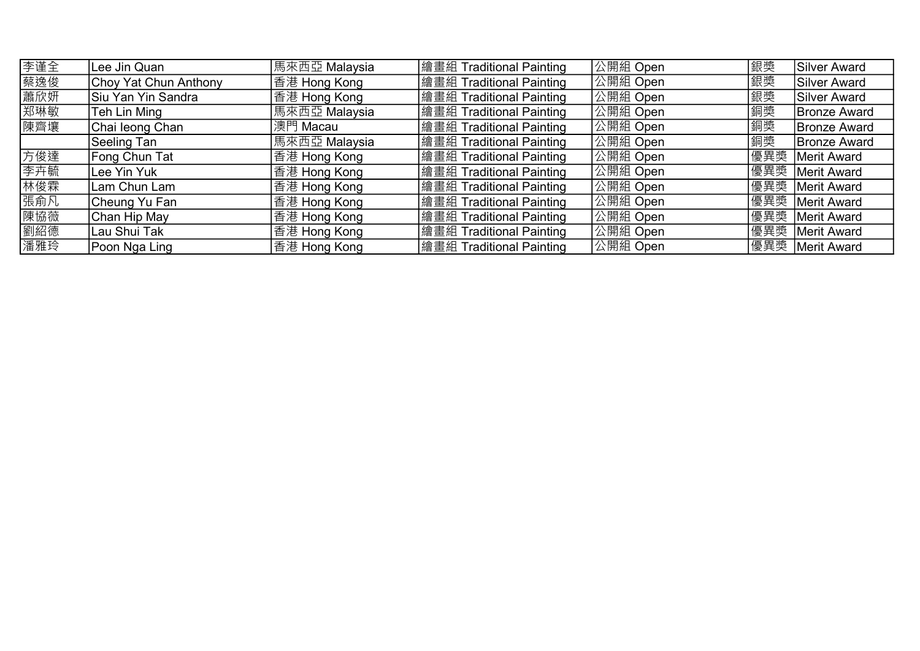| | | | | | | |
|---|---|---|---|---|---|---|
| 李谨全 | Lee Jin Quan | 馬來西亞 Malaysia | 繪畫組 Traditional Painting | 公開組 Open | 銀獎 | Silver Award |
| 蔡逸俊 | Choy Yat Chun Anthony | 香港 Hong Kong | 繪畫組 Traditional Painting | 公開組 Open | 銀獎 | Silver Award |
| 蕭欣妍 | Siu Yan Yin Sandra | 香港 Hong Kong | 繪畫組 Traditional Painting | 公開組 Open | 銀獎 | Silver Award |
| 郑琳敏 | Teh Lin Ming | 馬來西亞 Malaysia | 繪畫組 Traditional Painting | 公開組 Open | 銅獎 | Bronze Award |
| 陳齊壤 | Chai Ieong Chan | 澳門 Macau | 繪畫組 Traditional Painting | 公開組 Open | 銅獎 | Bronze Award |
| | Seeling Tan | 馬來西亞 Malaysia | 繪畫組 Traditional Painting | 公開組 Open | 銅獎 | Bronze Award |
| 方俊達 | Fong Chun Tat | 香港 Hong Kong | 繪畫組 Traditional Painting | 公開組 Open | 優異獎 | Merit Award |
| 李卉毓 | Lee Yin Yuk | 香港 Hong Kong | 繪畫組 Traditional Painting | 公開組 Open | 優異獎 | Merit Award |
| 林俊霖 | Lam Chun Lam | 香港 Hong Kong | 繪畫組 Traditional Painting | 公開組 Open | 優異獎 | Merit Award |
| 張俞凡 | Cheung Yu Fan | 香港 Hong Kong | 繪畫組 Traditional Painting | 公開組 Open | 優異獎 | Merit Award |
| 陳協薇 | Chan Hip May | 香港 Hong Kong | 繪畫組 Traditional Painting | 公開組 Open | 優異獎 | Merit Award |
| 劉紹德 | Lau Shui Tak | 香港 Hong Kong | 繪畫組 Traditional Painting | 公開組 Open | 優異獎 | Merit Award |
| 潘雅玲 | Poon Nga Ling | 香港 Hong Kong | 繪畫組 Traditional Painting | 公開組 Open | 優異獎 | Merit Award |